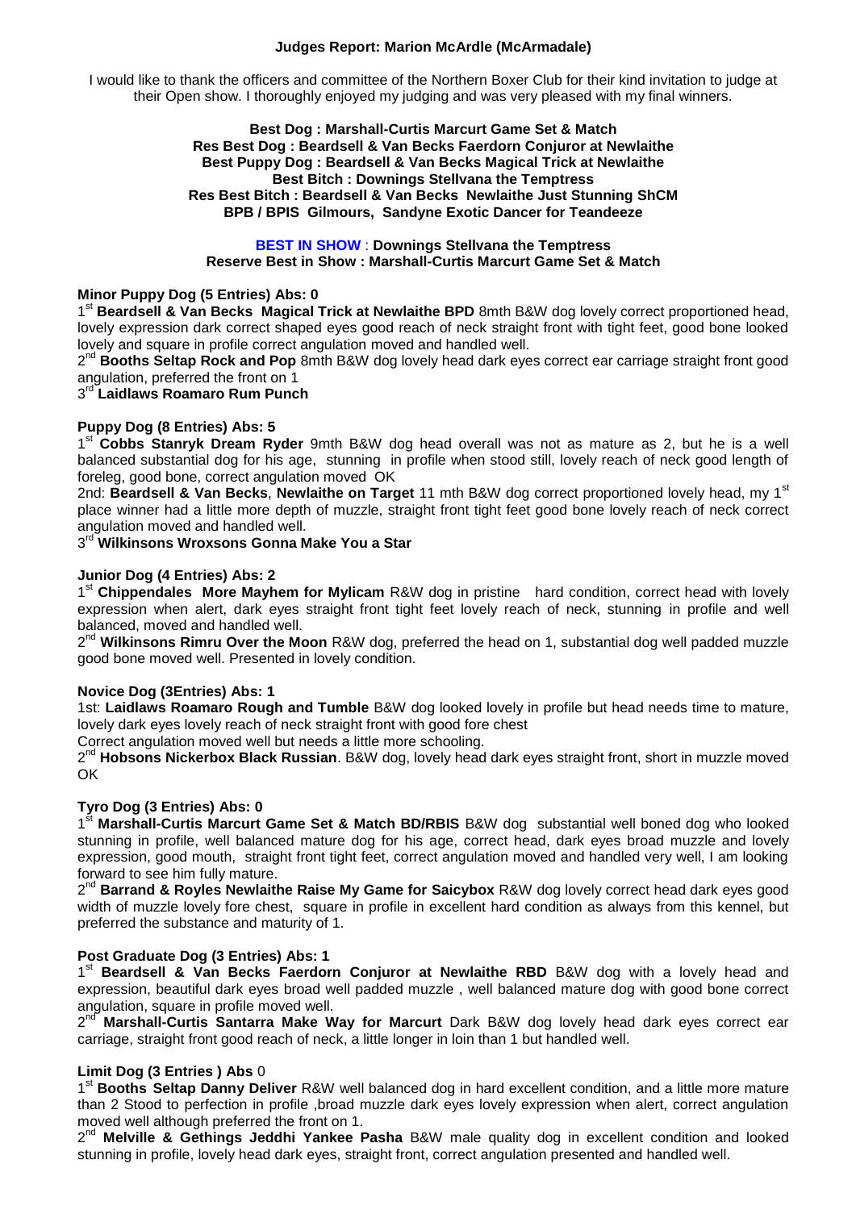# Judges Report: Marion McArdle (McArmadale)

I would like to thank the officers and committee of the Northern Boxer Club for their kind invitation to judge at their Open show. I thoroughly enjoyed my judging and was very pleased with my final winners.

**Best Dog : Marshall-Curtis Marcurt Game Set & Match**
**Res Best Dog : Beardsell & Van Becks Faerdorn Conjuror at Newlaithe**
**Best Puppy Dog : Beardsell & Van Becks Magical Trick at Newlaithe**
**Best Bitch : Downings Stellvana the Temptress**
**Res Best Bitch : Beardsell & Van Becks Newlaithe Just Stunning ShCM**
**BPB / BPIS Gilmours, Sandyne Exotic Dancer for Teandeeze**

**BEST IN SHOW : Downings Stellvana the Temptress**
**Reserve Best in Show : Marshall-Curtis Marcurt Game Set & Match**

## Minor Puppy Dog (5 Entries) Abs: 0

1st **Beardsell & Van Becks Magical Trick at Newlaithe BPD** 8mth B&W dog lovely correct proportioned head, lovely expression dark correct shaped eyes good reach of neck straight front with tight feet, good bone looked lovely and square in profile correct angulation moved and handled well.

2nd **Booths Seltap Rock and Pop** 8mth B&W dog lovely head dark eyes correct ear carriage straight front good angulation, preferred the front on 1

3rd **Laidlaws Roamaro Rum Punch**

## Puppy Dog (8 Entries) Abs: 5

1st **Cobbs Stanryk Dream Ryder** 9mth B&W dog head overall was not as mature as 2, but he is a well balanced substantial dog for his age, stunning in profile when stood still, lovely reach of neck good length of foreleg, good bone, correct angulation moved OK

2nd: **Beardsell & Van Becks**, **Newlaithe on Target** 11 mth B&W dog correct proportioned lovely head, my 1st place winner had a little more depth of muzzle, straight front tight feet good bone lovely reach of neck correct angulation moved and handled well.

3rd **Wilkinsons Wroxsons Gonna Make You a Star**

## Junior Dog (4 Entries) Abs: 2

1st **Chippendales More Mayhem for Mylicam** R&W dog in pristine hard condition, correct head with lovely expression when alert, dark eyes straight front tight feet lovely reach of neck, stunning in profile and well balanced, moved and handled well.

2nd **Wilkinsons Rimru Over the Moon** R&W dog, preferred the head on 1, substantial dog well padded muzzle good bone moved well. Presented in lovely condition.

## Novice Dog (3Entries) Abs: 1

1st: **Laidlaws Roamaro Rough and Tumble** B&W dog looked lovely in profile but head needs time to mature, lovely dark eyes lovely reach of neck straight front with good fore chest

Correct angulation moved well but needs a little more schooling.

2nd **Hobsons Nickerbox Black Russian**. B&W dog, lovely head dark eyes straight front, short in muzzle moved OK

## Tyro Dog (3 Entries) Abs: 0

1st **Marshall-Curtis Marcurt Game Set & Match BD/RBIS** B&W dog substantial well boned dog who looked stunning in profile, well balanced mature dog for his age, correct head, dark eyes broad muzzle and lovely expression, good mouth, straight front tight feet, correct angulation moved and handled very well, I am looking forward to see him fully mature.

2nd **Barrand & Royles Newlaithe Raise My Game for Saicybox** R&W dog lovely correct head dark eyes good width of muzzle lovely fore chest, square in profile in excellent hard condition as always from this kennel, but preferred the substance and maturity of 1.

## Post Graduate Dog (3 Entries) Abs: 1

1st **Beardsell & Van Becks Faerdorn Conjuror at Newlaithe RBD** B&W dog with a lovely head and expression, beautiful dark eyes broad well padded muzzle , well balanced mature dog with good bone correct angulation, square in profile moved well.

2nd **Marshall-Curtis Santarra Make Way for Marcurt** Dark B&W dog lovely head dark eyes correct ear carriage, straight front good reach of neck, a little longer in loin than 1 but handled well.

## Limit Dog (3 Entries ) Abs 0

1st **Booths Seltap Danny Deliver** R&W well balanced dog in hard excellent condition, and a little more mature than 2 Stood to perfection in profile ,broad muzzle dark eyes lovely expression when alert, correct angulation moved well although preferred the front on 1.

2nd **Melville & Gethings Jeddhi Yankee Pasha** B&W male quality dog in excellent condition and looked stunning in profile, lovely head dark eyes, straight front, correct angulation presented and handled well.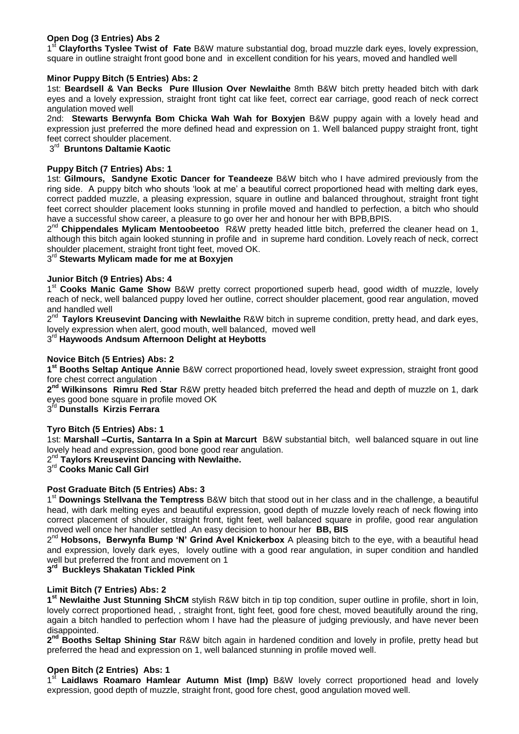**Open Dog (3 Entries) Abs 2**

1st **Clayforths Tyslee Twist of Fate** B&W mature substantial dog, broad muzzle dark eyes, lovely expression, square in outline straight front good bone and in excellent condition for his years, moved and handled well

**Minor Puppy Bitch (5 Entries) Abs: 2**

1st: **Beardsell & Van Becks Pure Illusion Over Newlaithe** 8mth B&W bitch pretty headed bitch with dark eyes and a lovely expression, straight front tight cat like feet, correct ear carriage, good reach of neck correct angulation moved well

2nd: **Stewarts Berwynfa Bom Chicka Wah Wah for Boxyjen** B&W puppy again with a lovely head and expression just preferred the more defined head and expression on 1. Well balanced puppy straight front, tight feet correct shoulder placement.

3rd **Bruntons Daltamie Kaotic**

**Puppy Bitch (7 Entries) Abs: 1**

1st: **Gilmours, Sandyne Exotic Dancer for Teandeeze** B&W bitch who I have admired previously from the ring side. A puppy bitch who shouts 'look at me' a beautiful correct proportioned head with melting dark eyes, correct padded muzzle, a pleasing expression, square in outline and balanced throughout, straight front tight feet correct shoulder placement looks stunning in profile moved and handled to perfection, a bitch who should have a successful show career, a pleasure to go over her and honour her with BPB,BPIS.

2nd **Chippendales Mylicam Mentoobeetoo** R&W pretty headed little bitch, preferred the cleaner head on 1, although this bitch again looked stunning in profile and in supreme hard condition. Lovely reach of neck, correct shoulder placement, straight front tight feet, moved OK.

3rd **Stewarts Mylicam made for me at Boxyjen**

**Junior Bitch (9 Entries) Abs: 4**

1st **Cooks Manic Game Show** B&W pretty correct proportioned superb head, good width of muzzle, lovely reach of neck, well balanced puppy loved her outline, correct shoulder placement, good rear angulation, moved and handled well

2nd **Taylors Kreusevint Dancing with Newlaithe** R&W bitch in supreme condition, pretty head, and dark eyes, lovely expression when alert, good mouth, well balanced, moved well

3rd **Haywoods Andsum Afternoon Delight at Heybotts**

**Novice Bitch (5 Entries) Abs: 2**

**1st Booths Seltap Antique Annie** B&W correct proportioned head, lovely sweet expression, straight front good fore chest correct angulation .

**2nd Wilkinsons Rimru Red Star** R&W pretty headed bitch preferred the head and depth of muzzle on 1, dark eyes good bone square in profile moved OK

3rd **Dunstalls Kirzis Ferrara**

**Tyro Bitch (5 Entries) Abs: 1**

1st: **Marshall –Curtis, Santarra In a Spin at Marcurt** B&W substantial bitch, well balanced square in out line lovely head and expression, good bone good rear angulation.

2nd **Taylors Kreusevint Dancing with Newlaithe.**

3rd **Cooks Manic Call Girl**

**Post Graduate Bitch (5 Entries) Abs: 3**

1st **Downings Stellvana the Temptress** B&W bitch that stood out in her class and in the challenge, a beautiful head, with dark melting eyes and beautiful expression, good depth of muzzle lovely reach of neck flowing into correct placement of shoulder, straight front, tight feet, well balanced square in profile, good rear angulation moved well once her handler settled .An easy decision to honour her **BB, BIS**

2nd **Hobsons, Berwynfa Bump 'N' Grind Avel Knickerbox** A pleasing bitch to the eye, with a beautiful head and expression, lovely dark eyes, lovely outline with a good rear angulation, in super condition and handled well but preferred the front and movement on 1

**3rd Buckleys Shakatan Tickled Pink**

**Limit Bitch (7 Entries) Abs: 2**

**1st Newlaithe Just Stunning ShCM** stylish R&W bitch in tip top condition, super outline in profile, short in loin, lovely correct proportioned head, , straight front, tight feet, good fore chest, moved beautifully around the ring, again a bitch handled to perfection whom I have had the pleasure of judging previously, and have never been disappointed.

**2nd Booths Seltap Shining Star** R&W bitch again in hardened condition and lovely in profile, pretty head but preferred the head and expression on 1, well balanced stunning in profile moved well.

**Open Bitch (2 Entries) Abs: 1**

1st **Laidlaws Roamaro Hamlear Autumn Mist (Imp)** B&W lovely correct proportioned head and lovely expression, good depth of muzzle, straight front, good fore chest, good angulation moved well.